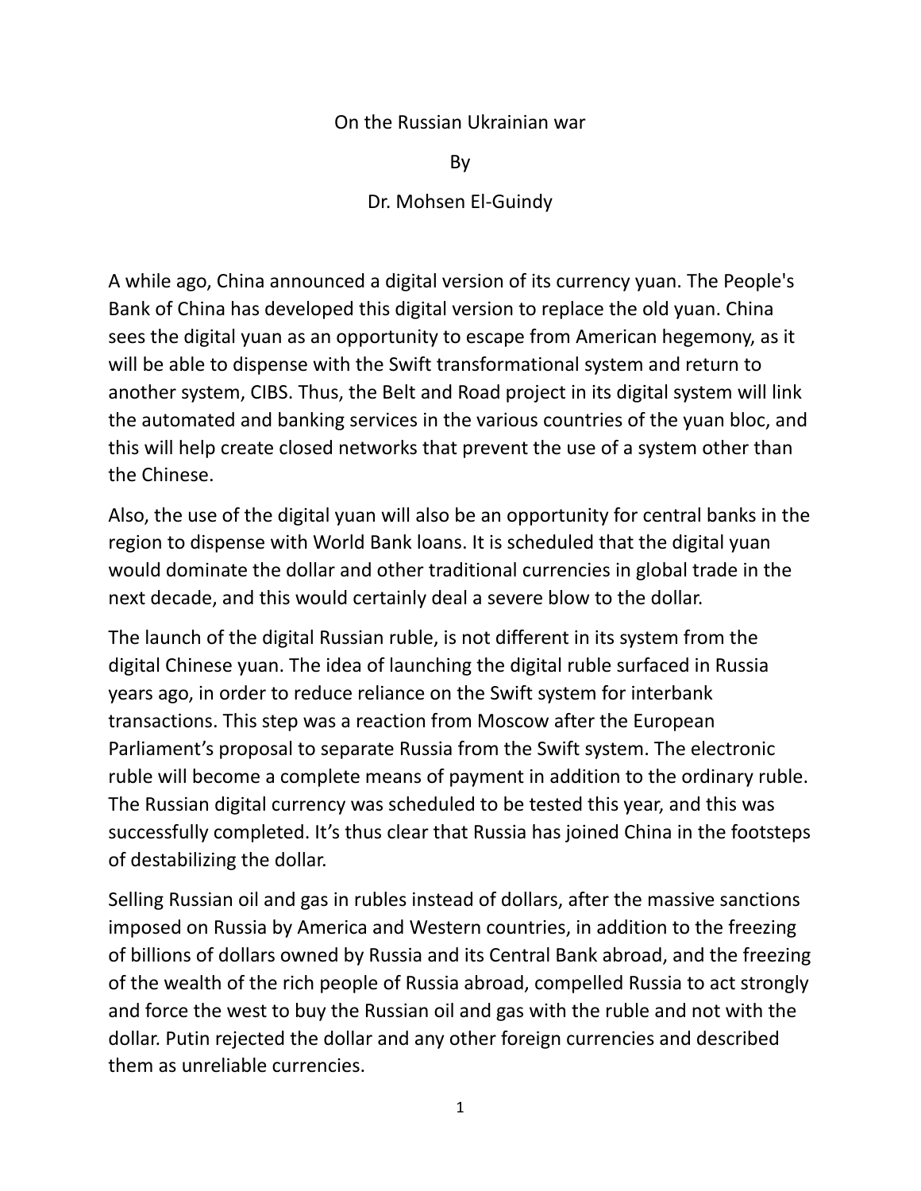# On the Russian Ukrainian war

By

Dr. Mohsen El-Guindy

A while ago, China announced a digital version of its currency yuan. The People's Bank of China has developed this digital version to replace the old yuan. China sees the digital yuan as an opportunity to escape from American hegemony, as it will be able to dispense with the Swift transformational system and return to another system, CIBS. Thus, the Belt and Road project in its digital system will link the automated and banking services in the various countries of the yuan bloc, and this will help create closed networks that prevent the use of a system other than the Chinese.

Also, the use of the digital yuan will also be an opportunity for central banks in the region to dispense with World Bank loans. It is scheduled that the digital yuan would dominate the dollar and other traditional currencies in global trade in the next decade, and this would certainly deal a severe blow to the dollar.

The launch of the digital Russian ruble, is not different in its system from the digital Chinese yuan. The idea of launching the digital ruble surfaced in Russia years ago, in order to reduce reliance on the Swift system for interbank transactions. This step was a reaction from Moscow after the European Parliament's proposal to separate Russia from the Swift system. The electronic ruble will become a complete means of payment in addition to the ordinary ruble. The Russian digital currency was scheduled to be tested this year, and this was successfully completed. It's thus clear that Russia has joined China in the footsteps of destabilizing the dollar.

Selling Russian oil and gas in rubles instead of dollars, after the massive sanctions imposed on Russia by America and Western countries, in addition to the freezing of billions of dollars owned by Russia and its Central Bank abroad, and the freezing of the wealth of the rich people of Russia abroad, compelled Russia to act strongly and force the west to buy the Russian oil and gas with the ruble and not with the dollar. Putin rejected the dollar and any other foreign currencies and described them as unreliable currencies.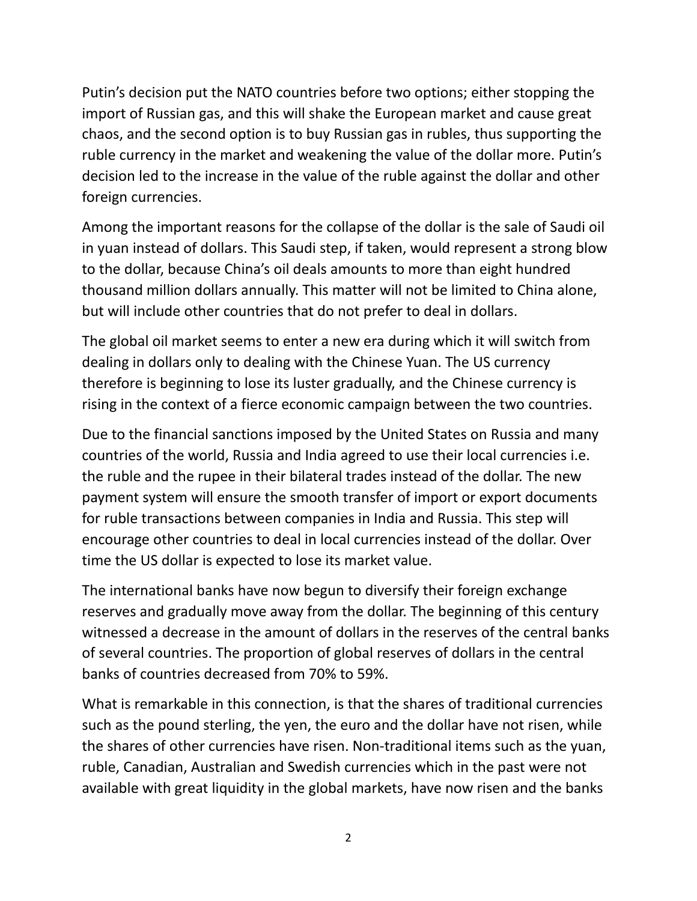Putin's decision put the NATO countries before two options; either stopping the import of Russian gas, and this will shake the European market and cause great chaos, and the second option is to buy Russian gas in rubles, thus supporting the ruble currency in the market and weakening the value of the dollar more. Putin's decision led to the increase in the value of the ruble against the dollar and other foreign currencies.

Among the important reasons for the collapse of the dollar is the sale of Saudi oil in yuan instead of dollars. This Saudi step, if taken, would represent a strong blow to the dollar, because China's oil deals amounts to more than eight hundred thousand million dollars annually. This matter will not be limited to China alone, but will include other countries that do not prefer to deal in dollars.

The global oil market seems to enter a new era during which it will switch from dealing in dollars only to dealing with the Chinese Yuan. The US currency therefore is beginning to lose its luster gradually, and the Chinese currency is rising in the context of a fierce economic campaign between the two countries.

Due to the financial sanctions imposed by the United States on Russia and many countries of the world, Russia and India agreed to use their local currencies i.e. the ruble and the rupee in their bilateral trades instead of the dollar. The new payment system will ensure the smooth transfer of import or export documents for ruble transactions between companies in India and Russia. This step will encourage other countries to deal in local currencies instead of the dollar. Over time the US dollar is expected to lose its market value.

The international banks have now begun to diversify their foreign exchange reserves and gradually move away from the dollar. The beginning of this century witnessed a decrease in the amount of dollars in the reserves of the central banks of several countries. The proportion of global reserves of dollars in the central banks of countries decreased from 70% to 59%.

What is remarkable in this connection, is that the shares of traditional currencies such as the pound sterling, the yen, the euro and the dollar have not risen, while the shares of other currencies have risen. Non-traditional items such as the yuan, ruble, Canadian, Australian and Swedish currencies which in the past were not available with great liquidity in the global markets, have now risen and the banks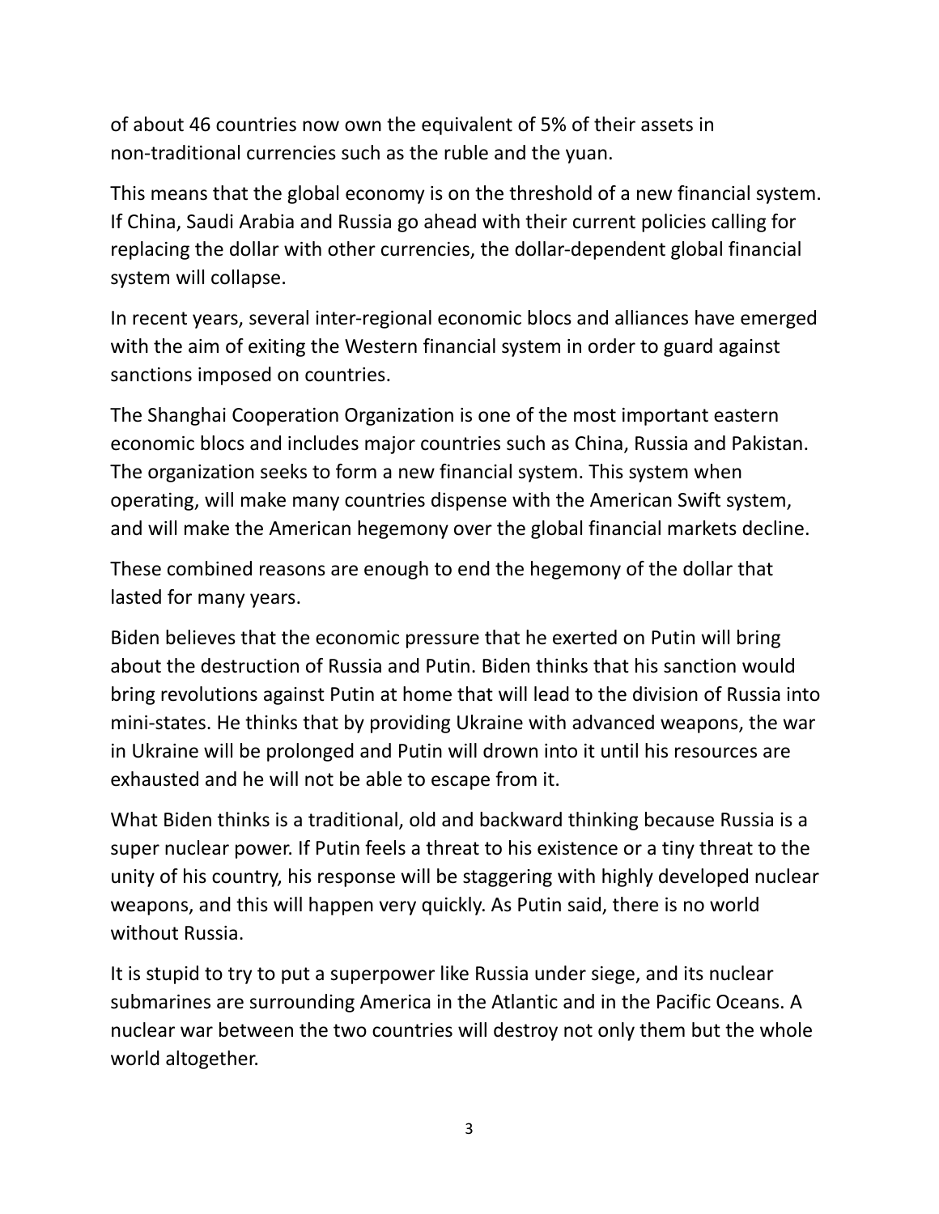of about 46 countries now own the equivalent of 5% of their assets in non-traditional currencies such as the ruble and the yuan.

This means that the global economy is on the threshold of a new financial system. If China, Saudi Arabia and Russia go ahead with their current policies calling for replacing the dollar with other currencies, the dollar-dependent global financial system will collapse.

In recent years, several inter-regional economic blocs and alliances have emerged with the aim of exiting the Western financial system in order to guard against sanctions imposed on countries.

The Shanghai Cooperation Organization is one of the most important eastern economic blocs and includes major countries such as China, Russia and Pakistan. The organization seeks to form a new financial system. This system when operating, will make many countries dispense with the American Swift system, and will make the American hegemony over the global financial markets decline.

These combined reasons are enough to end the hegemony of the dollar that lasted for many years.

Biden believes that the economic pressure that he exerted on Putin will bring about the destruction of Russia and Putin. Biden thinks that his sanction would bring revolutions against Putin at home that will lead to the division of Russia into mini-states. He thinks that by providing Ukraine with advanced weapons, the war in Ukraine will be prolonged and Putin will drown into it until his resources are exhausted and he will not be able to escape from it.

What Biden thinks is a traditional, old and backward thinking because Russia is a super nuclear power. If Putin feels a threat to his existence or a tiny threat to the unity of his country, his response will be staggering with highly developed nuclear weapons, and this will happen very quickly. As Putin said, there is no world without Russia.

It is stupid to try to put a superpower like Russia under siege, and its nuclear submarines are surrounding America in the Atlantic and in the Pacific Oceans. A nuclear war between the two countries will destroy not only them but the whole world altogether.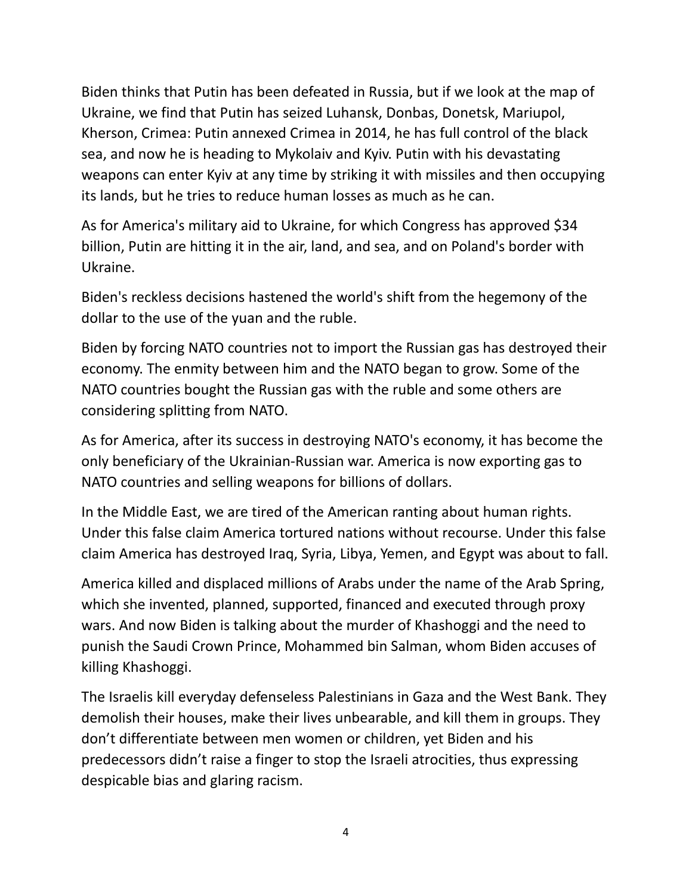Biden thinks that Putin has been defeated in Russia, but if we look at the map of Ukraine, we find that Putin has seized Luhansk, Donbas, Donetsk, Mariupol, Kherson, Crimea: Putin annexed Crimea in 2014, he has full control of the black sea, and now he is heading to Mykolaiv and Kyiv. Putin with his devastating weapons can enter Kyiv at any time by striking it with missiles and then occupying its lands, but he tries to reduce human losses as much as he can.

As for America's military aid to Ukraine, for which Congress has approved $34 billion, Putin are hitting it in the air, land, and sea, and on Poland's border with Ukraine.

Biden's reckless decisions hastened the world's shift from the hegemony of the dollar to the use of the yuan and the ruble.

Biden by forcing NATO countries not to import the Russian gas has destroyed their economy. The enmity between him and the NATO began to grow. Some of the NATO countries bought the Russian gas with the ruble and some others are considering splitting from NATO.

As for America, after its success in destroying NATO's economy, it has become the only beneficiary of the Ukrainian-Russian war. America is now exporting gas to NATO countries and selling weapons for billions of dollars.

In the Middle East, we are tired of the American ranting about human rights. Under this false claim America tortured nations without recourse. Under this false claim America has destroyed Iraq, Syria, Libya, Yemen, and Egypt was about to fall.

America killed and displaced millions of Arabs under the name of the Arab Spring, which she invented, planned, supported, financed and executed through proxy wars. And now Biden is talking about the murder of Khashoggi and the need to punish the Saudi Crown Prince, Mohammed bin Salman, whom Biden accuses of killing Khashoggi.

The Israelis kill everyday defenseless Palestinians in Gaza and the West Bank. They demolish their houses, make their lives unbearable, and kill them in groups. They don't differentiate between men women or children, yet Biden and his predecessors didn't raise a finger to stop the Israeli atrocities, thus expressing despicable bias and glaring racism.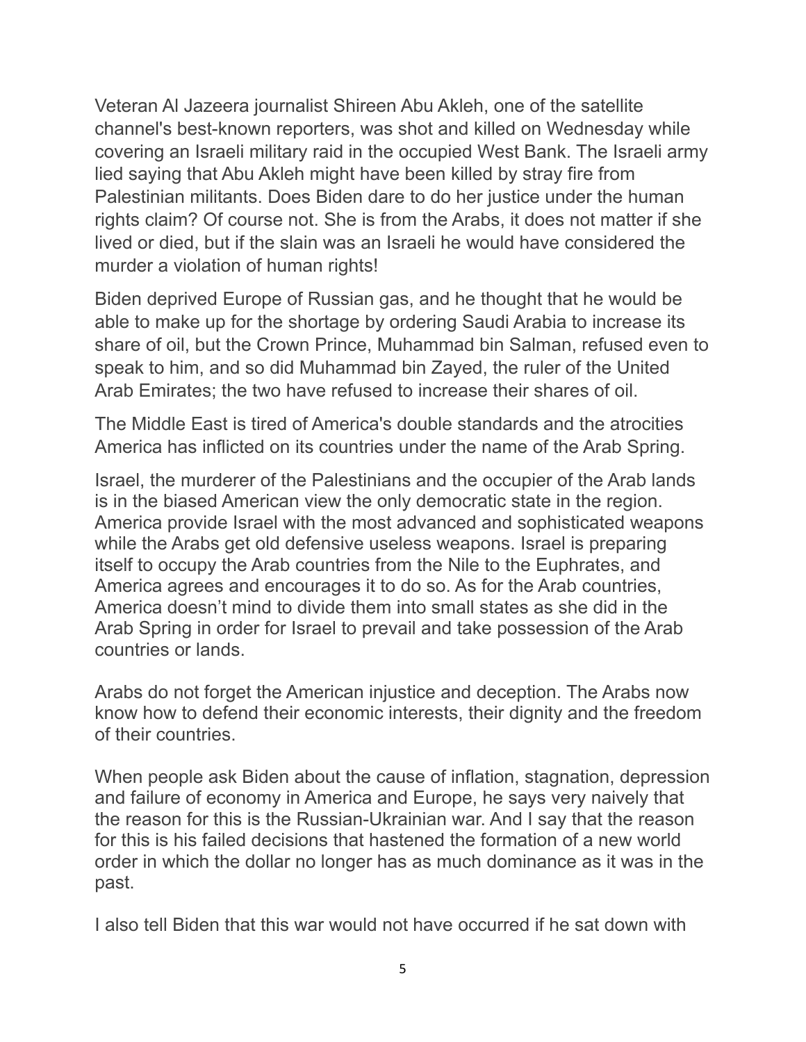Veteran Al Jazeera journalist Shireen Abu Akleh, one of the satellite channel's best-known reporters, was shot and killed on Wednesday while covering an Israeli military raid in the occupied West Bank. The Israeli army lied saying that Abu Akleh might have been killed by stray fire from Palestinian militants. Does Biden dare to do her justice under the human rights claim? Of course not. She is from the Arabs, it does not matter if she lived or died, but if the slain was an Israeli he would have considered the murder a violation of human rights!

Biden deprived Europe of Russian gas, and he thought that he would be able to make up for the shortage by ordering Saudi Arabia to increase its share of oil, but the Crown Prince, Muhammad bin Salman, refused even to speak to him, and so did Muhammad bin Zayed, the ruler of the United Arab Emirates; the two have refused to increase their shares of oil.

The Middle East is tired of America's double standards and the atrocities America has inflicted on its countries under the name of the Arab Spring.

Israel, the murderer of the Palestinians and the occupier of the Arab lands is in the biased American view the only democratic state in the region. America provide Israel with the most advanced and sophisticated weapons while the Arabs get old defensive useless weapons. Israel is preparing itself to occupy the Arab countries from the Nile to the Euphrates, and America agrees and encourages it to do so. As for the Arab countries, America doesn't mind to divide them into small states as she did in the Arab Spring in order for Israel to prevail and take possession of the Arab countries or lands.

Arabs do not forget the American injustice and deception. The Arabs now know how to defend their economic interests, their dignity and the freedom of their countries.

When people ask Biden about the cause of inflation, stagnation, depression and failure of economy in America and Europe, he says very naively that the reason for this is the Russian-Ukrainian war. And I say that the reason for this is his failed decisions that hastened the formation of a new world order in which the dollar no longer has as much dominance as it was in the past.

I also tell Biden that this war would not have occurred if he sat down with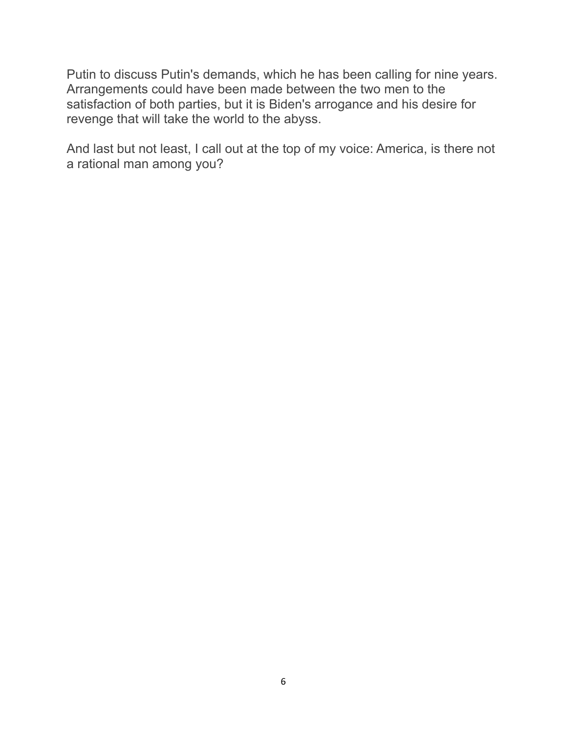Putin to discuss Putin's demands, which he has been calling for nine years. Arrangements could have been made between the two men to the satisfaction of both parties, but it is Biden's arrogance and his desire for revenge that will take the world to the abyss.

And last but not least, I call out at the top of my voice: America, is there not a rational man among you?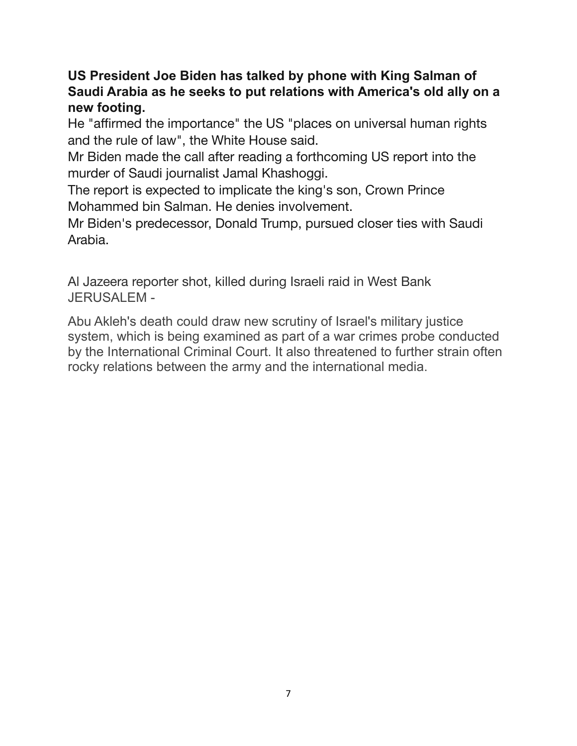**US President Joe Biden has talked by phone with King Salman of Saudi Arabia as he seeks to put relations with America's old ally on a new footing.**

He "affirmed the importance" the US "places on universal human rights and the rule of law", the White House said.

Mr Biden made the call after reading a forthcoming US report into the murder of Saudi journalist Jamal Khashoggi.

The report is expected to implicate the king's son, Crown Prince Mohammed bin Salman. He denies involvement.

Mr Biden's predecessor, Donald Trump, pursued closer ties with Saudi Arabia.

Al Jazeera reporter shot, killed during Israeli raid in West Bank
JERUSALEM -

Abu Akleh's death could draw new scrutiny of Israel's military justice system, which is being examined as part of a war crimes probe conducted by the International Criminal Court. It also threatened to further strain often rocky relations between the army and the international media.